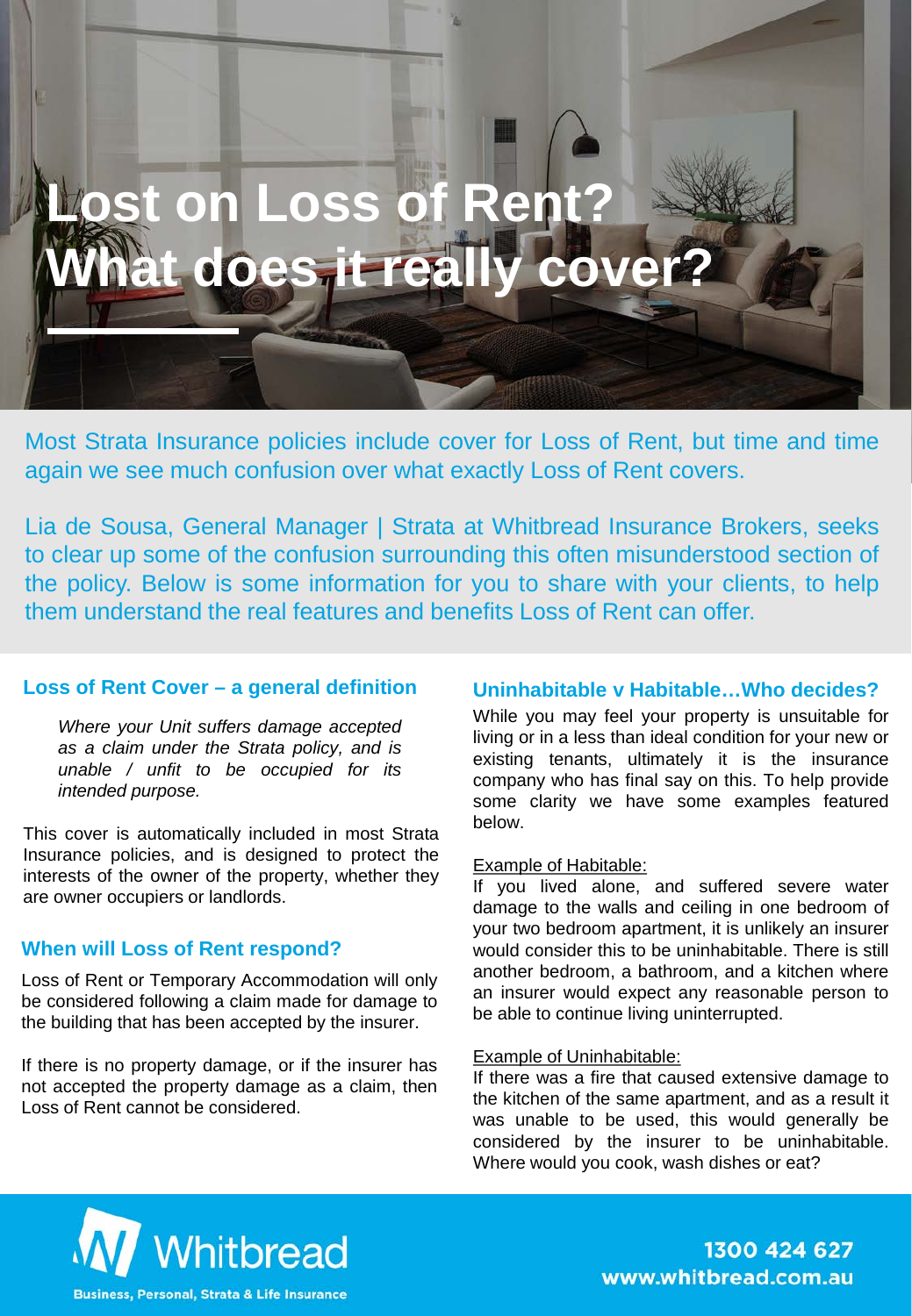# Lost on Loss of Rent? What does it really cover?

Most Strata Insurance policies include cover for Loss of Rent, but time and time again we see much confusion over what exactly Loss of Rent covers.

Lia de Sousa, General Manager | Strata at Whitbread Insurance Brokers, seeks to clear up some of the confusion surrounding this often misunderstood section of the policy. Below is some information for you to share with your clients, to help them understand the real features and benefits Loss of Rent can offer.

## Loss of Rent Cover – a general definition

> *Where your Unit suffers damage accepted as a claim under the Strata policy, and is unable / unfit to be occupied for its intended purpose.*

This cover is automatically included in most Strata Insurance policies, and is designed to protect the interests of the owner of the property, whether they are owner occupiers or landlords.

## When will Loss of Rent respond?

Loss of Rent or Temporary Accommodation will only be considered following a claim made for damage to the building that has been accepted by the insurer.

If there is no property damage, or if the insurer has not accepted the property damage as a claim, then Loss of Rent cannot be considered.

## Uninhabitable v Habitable…Who decides?

While you may feel your property is unsuitable for living or in a less than ideal condition for your new or existing tenants, ultimately it is the insurance company who has final say on this. To help provide some clarity we have some examples featured below.

Example of Habitable:

If you lived alone, and suffered severe water damage to the walls and ceiling in one bedroom of your two bedroom apartment, it is unlikely an insurer would consider this to be uninhabitable. There is still another bedroom, a bathroom, and a kitchen where an insurer would expect any reasonable person to be able to continue living uninterrupted.

Example of Uninhabitable:

If there was a fire that caused extensive damage to the kitchen of the same apartment, and as a result it was unable to be used, this would generally be considered by the insurer to be uninhabitable. Where would you cook, wash dishes or eat?

Whitbread

Business, Personal, Strata & Life Insurance

1300 424 627
www.whitbread.com.au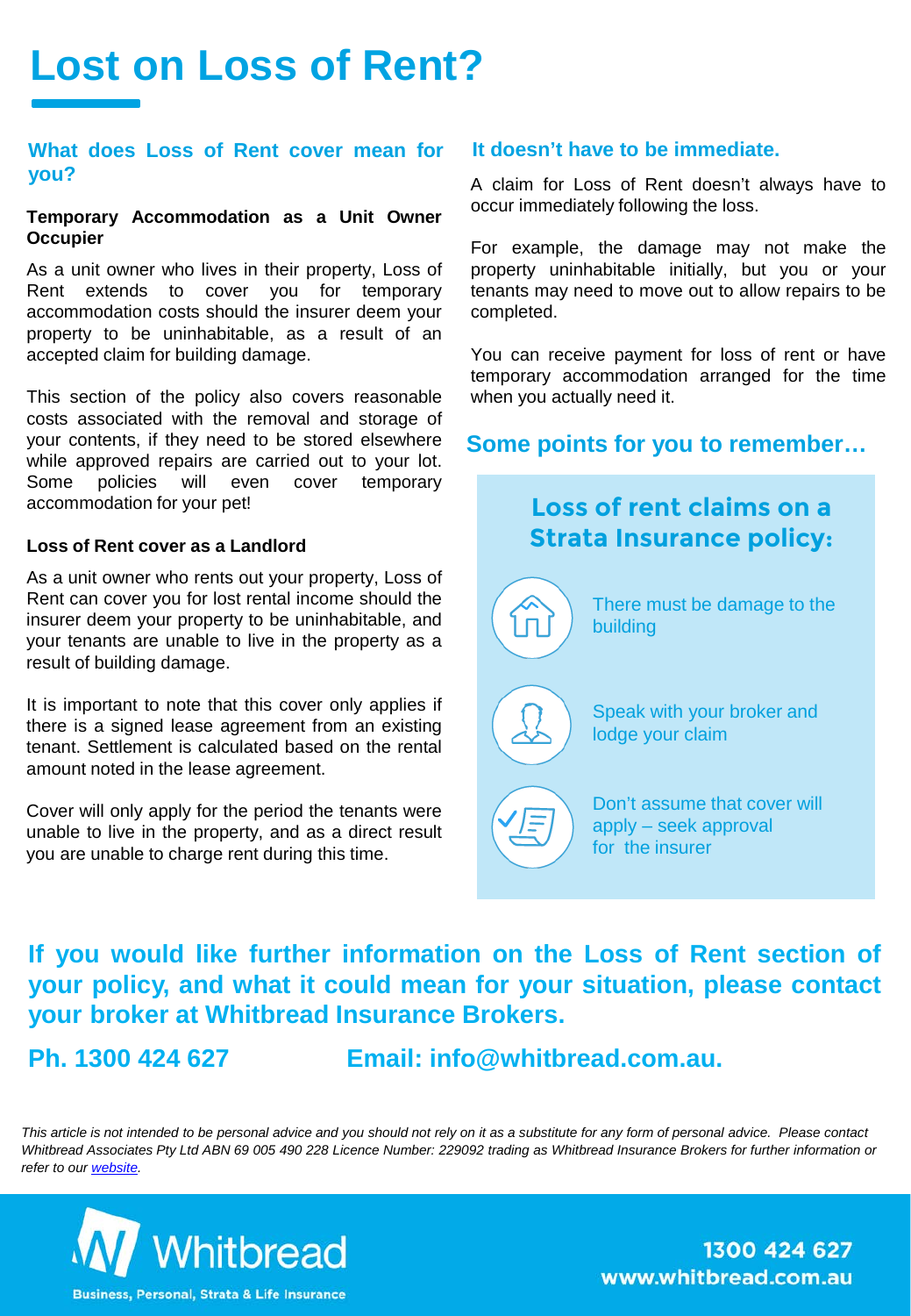# Lost on Loss of Rent?

## What does Loss of Rent cover mean for you?

**Temporary Accommodation as a Unit Owner Occupier**

As a unit owner who lives in their property, Loss of Rent extends to cover you for temporary accommodation costs should the insurer deem your property to be uninhabitable, as a result of an accepted claim for building damage.

This section of the policy also covers reasonable costs associated with the removal and storage of your contents, if they need to be stored elsewhere while approved repairs are carried out to your lot. Some policies will even cover temporary accommodation for your pet!

**Loss of Rent cover as a Landlord**

As a unit owner who rents out your property, Loss of Rent can cover you for lost rental income should the insurer deem your property to be uninhabitable, and your tenants are unable to live in the property as a result of building damage.

It is important to note that this cover only applies if there is a signed lease agreement from an existing tenant. Settlement is calculated based on the rental amount noted in the lease agreement.

Cover will only apply for the period the tenants were unable to live in the property, and as a direct result you are unable to charge rent during this time.

## It doesn't have to be immediate.

A claim for Loss of Rent doesn't always have to occur immediately following the loss.

For example, the damage may not make the property uninhabitable initially, but you or your tenants may need to move out to allow repairs to be completed.

You can receive payment for loss of rent or have temporary accommodation arranged for the time when you actually need it.

## Some points for you to remember…

### Loss of rent claims on a Strata Insurance policy:

- There must be damage to the building
- Speak with your broker and lodge your claim
- Don't assume that cover will apply – seek approval for the insurer

**If you would like further information on the Loss of Rent section of your policy, and what it could mean for your situation, please contact your broker at Whitbread Insurance Brokers.**

**Ph. 1300 424 627**

**Email: info@whitbread.com.au.**

*This article is not intended to be personal advice and you should not rely on it as a substitute for any form of personal advice. Please contact Whitbread Associates Pty Ltd ABN 69 005 490 228 Licence Number: 229092 trading as Whitbread Insurance Brokers for further information or refer to our website.*

Whitbread
Business, Personal, Strata & Life Insurance

1300 424 627
www.whitbread.com.au